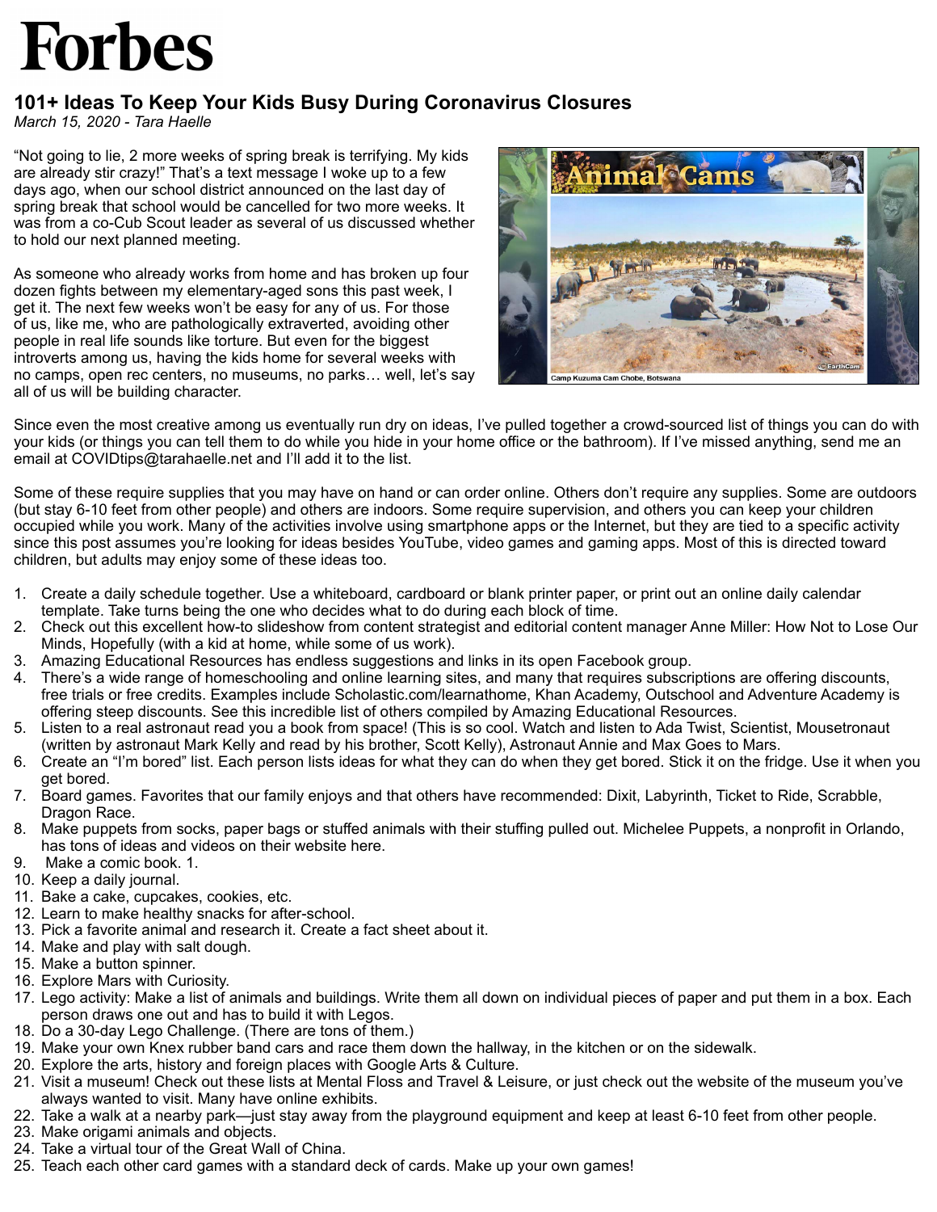# Forbes

## 101+ Ideas To Keep Your Kids Busy During Coronavirus Closures

*March 15, 2020 - Tara Haelle*

"Not going to lie, 2 more weeks of spring break is terrifying. My kids are already stir crazy!" That's a text message I woke up to a few days ago, when our school district announced on the last day of spring break that school would be cancelled for two more weeks. It was from a co-Cub Scout leader as several of us discussed whether to hold our next planned meeting.

As someone who already works from home and has broken up four dozen fights between my elementary-aged sons this past week, I get it. The next few weeks won't be easy for any of us. For those of us, like me, who are pathologically extraverted, avoiding other people in real life sounds like torture. But even for the biggest introverts among us, having the kids home for several weeks with no camps, open rec centers, no museums, no parks… well, let's say all of us will be building character.

Since even the most creative among us eventually run dry on ideas, I've pulled together a crowd-sourced list of things you can do with your kids (or things you can tell them to do while you hide in your home office or the bathroom). If I've missed anything, send me an email at COVIDtips@tarahaelle.net and I'll add it to the list.

Some of these require supplies that you may have on hand or can order online. Others don't require any supplies. Some are outdoors (but stay 6-10 feet from other people) and others are indoors. Some require supervision, and others you can keep your children occupied while you work. Many of the activities involve using smartphone apps or the Internet, but they are tied to a specific activity since this post assumes you're looking for ideas besides YouTube, video games and gaming apps. Most of this is directed toward children, but adults may enjoy some of these ideas too.

1. Create a daily schedule together. Use a whiteboard, cardboard or blank printer paper, or print out an online daily calendar template. Take turns being the one who decides what to do during each block of time.
2. Check out this excellent how-to slideshow from content strategist and editorial content manager Anne Miller: How Not to Lose Our Minds, Hopefully (with a kid at home, while some of us work).
3. Amazing Educational Resources has endless suggestions and links in its open Facebook group.
4. There's a wide range of homeschooling and online learning sites, and many that requires subscriptions are offering discounts, free trials or free credits. Examples include Scholastic.com/learnathome, Khan Academy, Outschool and Adventure Academy is offering steep discounts. See this incredible list of others compiled by Amazing Educational Resources.
5. Listen to a real astronaut read you a book from space! (This is so cool. Watch and listen to Ada Twist, Scientist, Mousetronaut (written by astronaut Mark Kelly and read by his brother, Scott Kelly), Astronaut Annie and Max Goes to Mars.
6. Create an "I'm bored" list. Each person lists ideas for what they can do when they get bored. Stick it on the fridge. Use it when you get bored.
7. Board games. Favorites that our family enjoys and that others have recommended: Dixit, Labyrinth, Ticket to Ride, Scrabble, Dragon Race.
8. Make puppets from socks, paper bags or stuffed animals with their stuffing pulled out. Michelee Puppets, a nonprofit in Orlando, has tons of ideas and videos on their website here.
9. Make a comic book. 1.
10. Keep a daily journal.
11. Bake a cake, cupcakes, cookies, etc.
12. Learn to make healthy snacks for after-school.
13. Pick a favorite animal and research it. Create a fact sheet about it.
14. Make and play with salt dough.
15. Make a button spinner.
16. Explore Mars with Curiosity.
17. Lego activity: Make a list of animals and buildings. Write them all down on individual pieces of paper and put them in a box. Each person draws one out and has to build it with Legos.
18. Do a 30-day Lego Challenge. (There are tons of them.)
19. Make your own Knex rubber band cars and race them down the hallway, in the kitchen or on the sidewalk.
20. Explore the arts, history and foreign places with Google Arts & Culture.
21. Visit a museum! Check out these lists at Mental Floss and Travel & Leisure, or just check out the website of the museum you've always wanted to visit. Many have online exhibits.
22. Take a walk at a nearby park—just stay away from the playground equipment and keep at least 6-10 feet from other people.
23. Make origami animals and objects.
24. Take a virtual tour of the Great Wall of China.
25. Teach each other card games with a standard deck of cards. Make up your own games!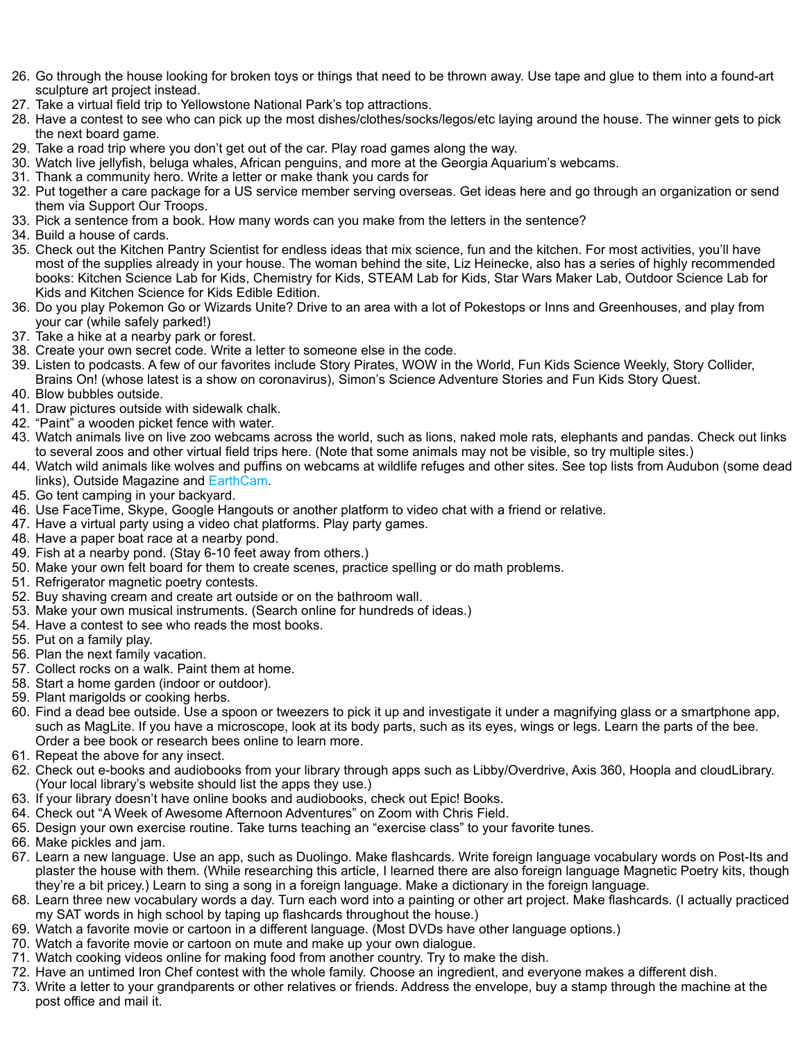26. Go through the house looking for broken toys or things that need to be thrown away. Use tape and glue to them into a found-art sculpture art project instead.
27. Take a virtual field trip to Yellowstone National Park's top attractions.
28. Have a contest to see who can pick up the most dishes/clothes/socks/legos/etc laying around the house. The winner gets to pick the next board game.
29. Take a road trip where you don't get out of the car. Play road games along the way.
30. Watch live jellyfish, beluga whales, African penguins, and more at the Georgia Aquarium's webcams.
31. Thank a community hero. Write a letter or make thank you cards for
32. Put together a care package for a US service member serving overseas. Get ideas here and go through an organization or send them via Support Our Troops.
33. Pick a sentence from a book. How many words can you make from the letters in the sentence?
34. Build a house of cards.
35. Check out the Kitchen Pantry Scientist for endless ideas that mix science, fun and the kitchen. For most activities, you'll have most of the supplies already in your house. The woman behind the site, Liz Heinecke, also has a series of highly recommended books: Kitchen Science Lab for Kids, Chemistry for Kids, STEAM Lab for Kids, Star Wars Maker Lab, Outdoor Science Lab for Kids and Kitchen Science for Kids Edible Edition.
36. Do you play Pokemon Go or Wizards Unite? Drive to an area with a lot of Pokestops or Inns and Greenhouses, and play from your car (while safely parked!)
37. Take a hike at a nearby park or forest.
38. Create your own secret code. Write a letter to someone else in the code.
39. Listen to podcasts. A few of our favorites include Story Pirates, WOW in the World, Fun Kids Science Weekly, Story Collider, Brains On! (whose latest is a show on coronavirus), Simon's Science Adventure Stories and Fun Kids Story Quest.
40. Blow bubbles outside.
41. Draw pictures outside with sidewalk chalk.
42. "Paint" a wooden picket fence with water.
43. Watch animals live on live zoo webcams across the world, such as lions, naked mole rats, elephants and pandas. Check out links to several zoos and other virtual field trips here. (Note that some animals may not be visible, so try multiple sites.)
44. Watch wild animals like wolves and puffins on webcams at wildlife refuges and other sites. See top lists from Audubon (some dead links), Outside Magazine and EarthCam.
45. Go tent camping in your backyard.
46. Use FaceTime, Skype, Google Hangouts or another platform to video chat with a friend or relative.
47. Have a virtual party using a video chat platforms. Play party games.
48. Have a paper boat race at a nearby pond.
49. Fish at a nearby pond. (Stay 6-10 feet away from others.)
50. Make your own felt board for them to create scenes, practice spelling or do math problems.
51. Refrigerator magnetic poetry contests.
52. Buy shaving cream and create art outside or on the bathroom wall.
53. Make your own musical instruments. (Search online for hundreds of ideas.)
54. Have a contest to see who reads the most books.
55. Put on a family play.
56. Plan the next family vacation.
57. Collect rocks on a walk. Paint them at home.
58. Start a home garden (indoor or outdoor).
59. Plant marigolds or cooking herbs.
60. Find a dead bee outside. Use a spoon or tweezers to pick it up and investigate it under a magnifying glass or a smartphone app, such as MagLite. If you have a microscope, look at its body parts, such as its eyes, wings or legs. Learn the parts of the bee. Order a bee book or research bees online to learn more.
61. Repeat the above for any insect.
62. Check out e-books and audiobooks from your library through apps such as Libby/Overdrive, Axis 360, Hoopla and cloudLibrary. (Your local library's website should list the apps they use.)
63. If your library doesn't have online books and audiobooks, check out Epic! Books.
64. Check out "A Week of Awesome Afternoon Adventures" on Zoom with Chris Field.
65. Design your own exercise routine. Take turns teaching an "exercise class" to your favorite tunes.
66. Make pickles and jam.
67. Learn a new language. Use an app, such as Duolingo. Make flashcards. Write foreign language vocabulary words on Post-Its and plaster the house with them. (While researching this article, I learned there are also foreign language Magnetic Poetry kits, though they're a bit pricey.) Learn to sing a song in a foreign language. Make a dictionary in the foreign language.
68. Learn three new vocabulary words a day. Turn each word into a painting or other art project. Make flashcards. (I actually practiced my SAT words in high school by taping up flashcards throughout the house.)
69. Watch a favorite movie or cartoon in a different language. (Most DVDs have other language options.)
70. Watch a favorite movie or cartoon on mute and make up your own dialogue.
71. Watch cooking videos online for making food from another country. Try to make the dish.
72. Have an untimed Iron Chef contest with the whole family. Choose an ingredient, and everyone makes a different dish.
73. Write a letter to your grandparents or other relatives or friends. Address the envelope, buy a stamp through the machine at the post office and mail it.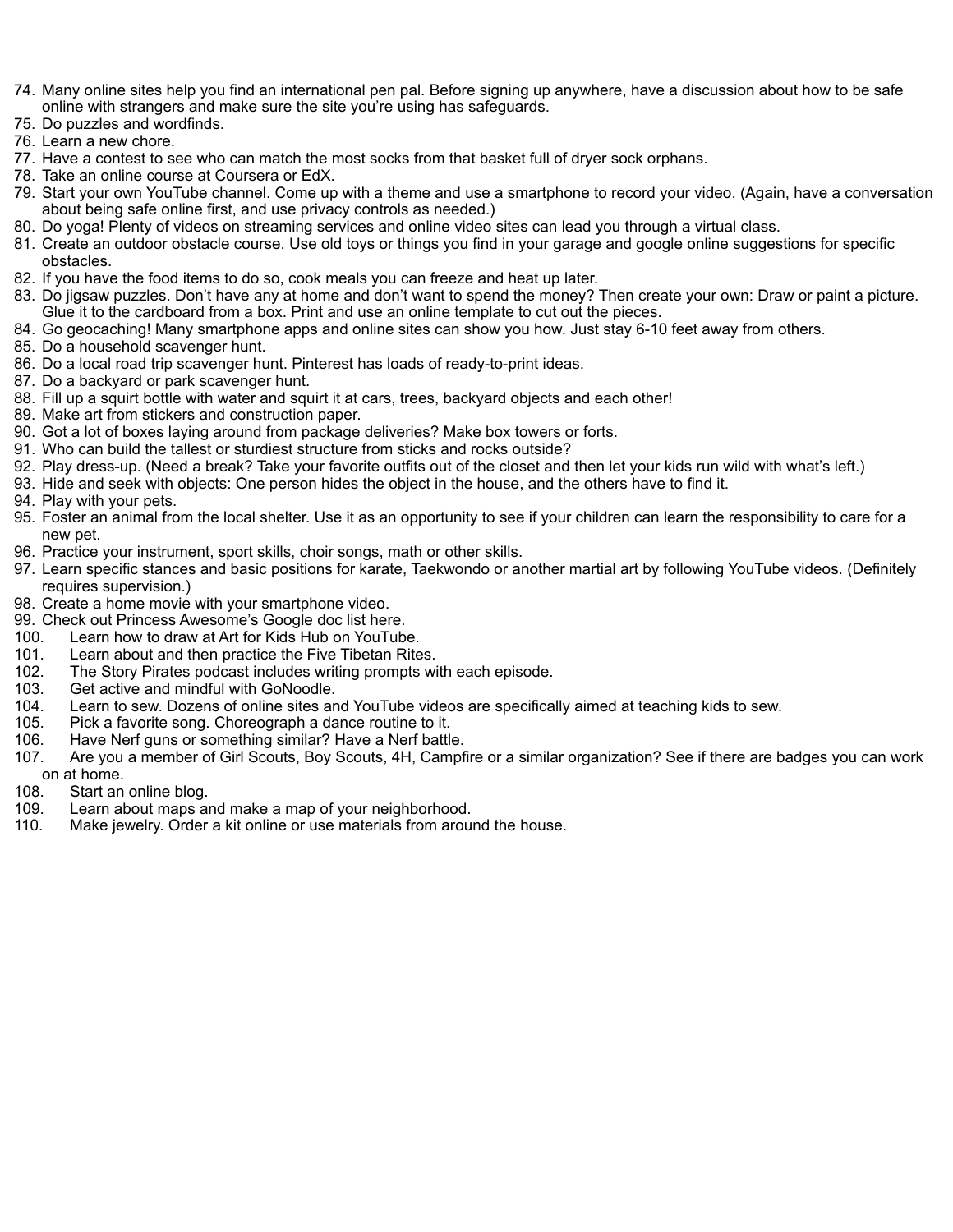74. Many online sites help you find an international pen pal. Before signing up anywhere, have a discussion about how to be safe online with strangers and make sure the site you're using has safeguards.
75. Do puzzles and wordfinds.
76. Learn a new chore.
77. Have a contest to see who can match the most socks from that basket full of dryer sock orphans.
78. Take an online course at Coursera or EdX.
79. Start your own YouTube channel. Come up with a theme and use a smartphone to record your video. (Again, have a conversation about being safe online first, and use privacy controls as needed.)
80. Do yoga! Plenty of videos on streaming services and online video sites can lead you through a virtual class.
81. Create an outdoor obstacle course. Use old toys or things you find in your garage and google online suggestions for specific obstacles.
82. If you have the food items to do so, cook meals you can freeze and heat up later.
83. Do jigsaw puzzles. Don't have any at home and don't want to spend the money? Then create your own: Draw or paint a picture. Glue it to the cardboard from a box. Print and use an online template to cut out the pieces.
84. Go geocaching! Many smartphone apps and online sites can show you how. Just stay 6-10 feet away from others.
85. Do a household scavenger hunt.
86. Do a local road trip scavenger hunt. Pinterest has loads of ready-to-print ideas.
87. Do a backyard or park scavenger hunt.
88. Fill up a squirt bottle with water and squirt it at cars, trees, backyard objects and each other!
89. Make art from stickers and construction paper.
90. Got a lot of boxes laying around from package deliveries? Make box towers or forts.
91. Who can build the tallest or sturdiest structure from sticks and rocks outside?
92. Play dress-up. (Need a break? Take your favorite outfits out of the closet and then let your kids run wild with what's left.)
93. Hide and seek with objects: One person hides the object in the house, and the others have to find it.
94. Play with your pets.
95. Foster an animal from the local shelter. Use it as an opportunity to see if your children can learn the responsibility to care for a new pet.
96. Practice your instrument, sport skills, choir songs, math or other skills.
97. Learn specific stances and basic positions for karate, Taekwondo or another martial art by following YouTube videos. (Definitely requires supervision.)
98. Create a home movie with your smartphone video.
99. Check out Princess Awesome's Google doc list here.
100. Learn how to draw at Art for Kids Hub on YouTube.
101. Learn about and then practice the Five Tibetan Rites.
102. The Story Pirates podcast includes writing prompts with each episode.
103. Get active and mindful with GoNoodle.
104. Learn to sew. Dozens of online sites and YouTube videos are specifically aimed at teaching kids to sew.
105. Pick a favorite song. Choreograph a dance routine to it.
106. Have Nerf guns or something similar? Have a Nerf battle.
107. Are you a member of Girl Scouts, Boy Scouts, 4H, Campfire or a similar organization? See if there are badges you can work on at home.
108. Start an online blog.
109. Learn about maps and make a map of your neighborhood.
110. Make jewelry. Order a kit online or use materials from around the house.